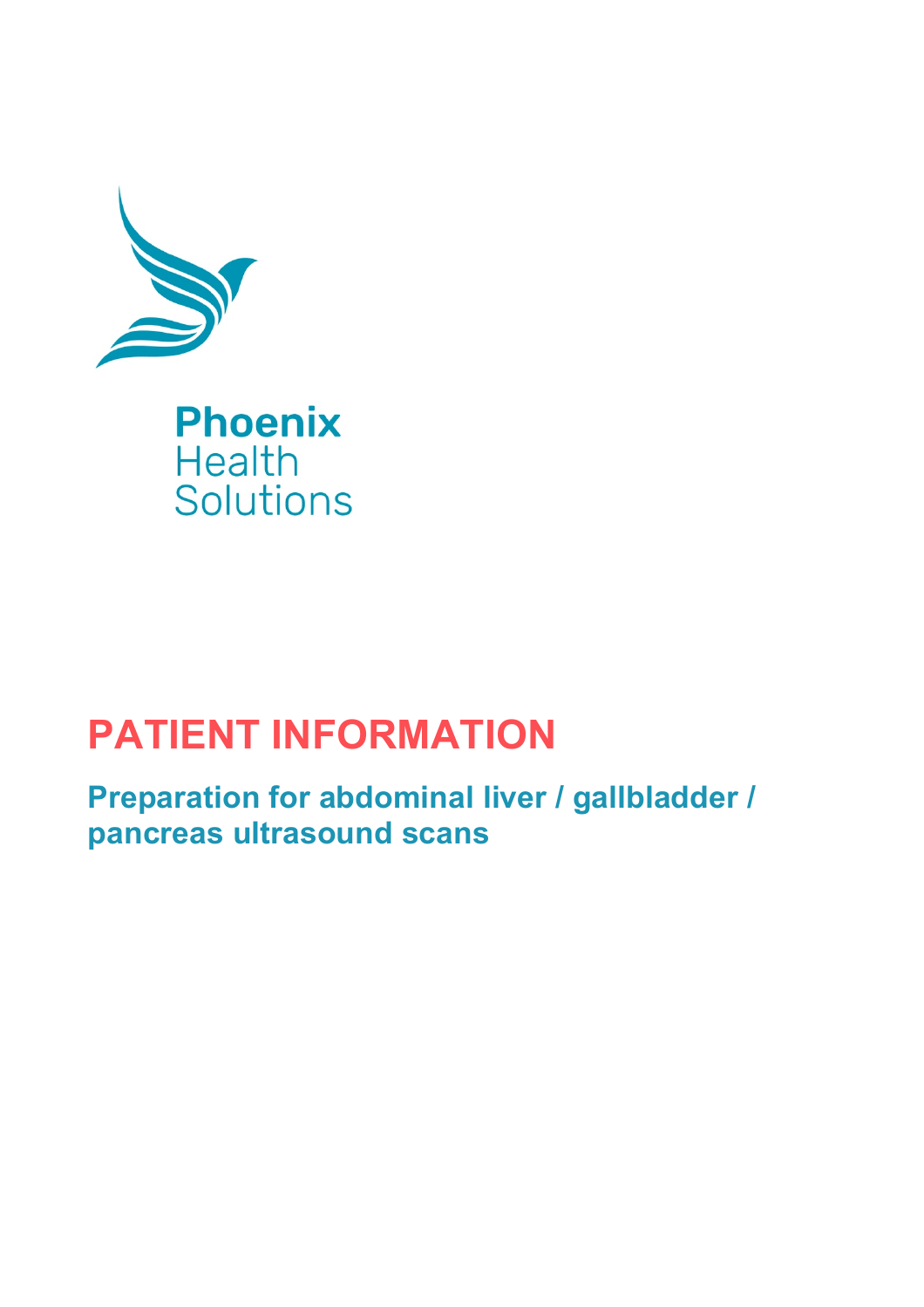Phoenix
Health
Solutions

# PATIENT INFORMATION

## Preparation for abdominal liver / gallbladder / pancreas ultrasound scans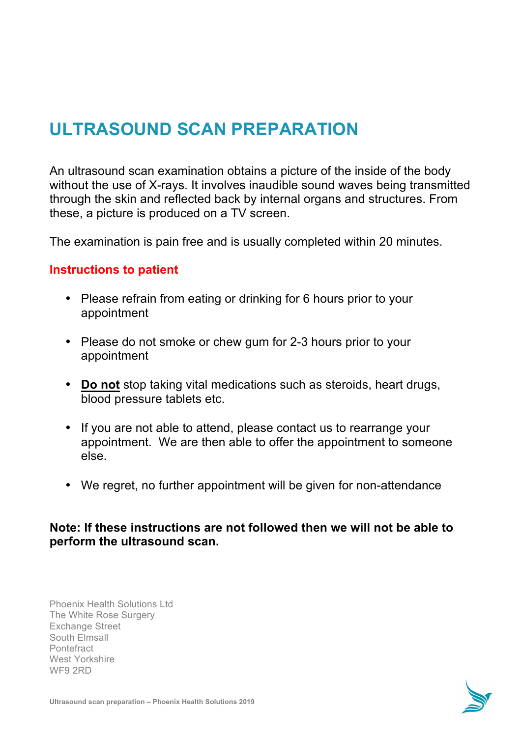# ULTRASOUND SCAN PREPARATION

An ultrasound scan examination obtains a picture of the inside of the body without the use of X-rays. It involves inaudible sound waves being transmitted through the skin and reflected back by internal organs and structures. From these, a picture is produced on a TV screen.

The examination is pain free and is usually completed within 20 minutes.

## Instructions to patient

- Please refrain from eating or drinking for 6 hours prior to your appointment
- Please do not smoke or chew gum for 2-3 hours prior to your appointment
- **Do not** stop taking vital medications such as steroids, heart drugs, blood pressure tablets etc.
- If you are not able to attend, please contact us to rearrange your appointment. We are then able to offer the appointment to someone else.
- We regret, no further appointment will be given for non-attendance

**Note: If these instructions are not followed then we will not be able to perform the ultrasound scan.**

Phoenix Health Solutions Ltd
The White Rose Surgery
Exchange Street
South Elmsall
Pontefract
West Yorkshire
WF9 2RD